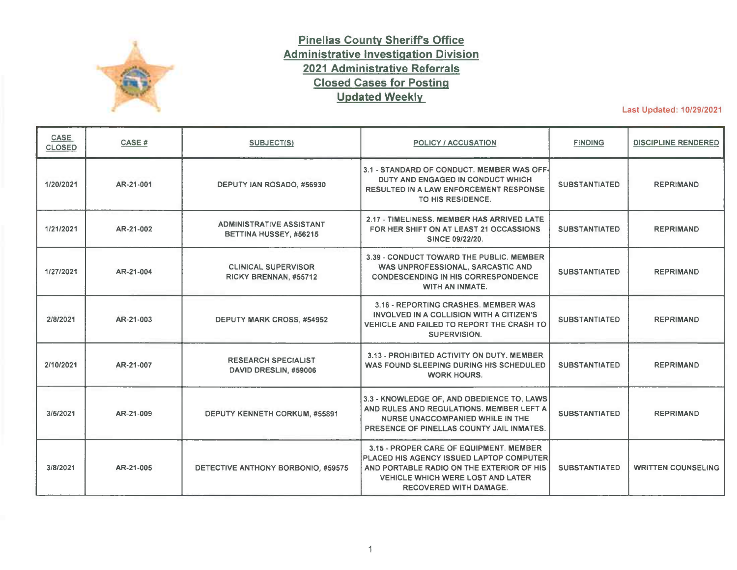# Pinellas County Sheriff's Office
## Administrative Investigation Division
## 2021 Administrative Referrals
## Closed Cases for Posting
## Updated Weekly

**Last Updated: 10/29/2021**

| CASE CLOSED | CASE # | SUBJECT(S) | POLICY / ACCUSATION | FINDING | DISCIPLINE RENDERED |
|---|---|---|---|---|---|
| 1/20/2021 | AR-21-001 | DEPUTY IAN ROSADO, #56930 | 3.1 - STANDARD OF CONDUCT. MEMBER WAS OFF-DUTY AND ENGAGED IN CONDUCT WHICH RESULTED IN A LAW ENFORCEMENT RESPONSE TO HIS RESIDENCE. | SUBSTANTIATED | REPRIMAND |
| 1/21/2021 | AR-21-002 | ADMINISTRATIVE ASSISTANT BETTINA HUSSEY, #56215 | 2.17 - TIMELINESS. MEMBER HAS ARRIVED LATE FOR HER SHIFT ON AT LEAST 21 OCCASSIONS SINCE 09/22/20. | SUBSTANTIATED | REPRIMAND |
| 1/27/2021 | AR-21-004 | CLINICAL SUPERVISOR RICKY BRENNAN, #55712 | 3.39 - CONDUCT TOWARD THE PUBLIC. MEMBER WAS UNPROFESSIONAL, SARCASTIC AND CONDESCENDING IN HIS CORRESPONDENCE WITH AN INMATE. | SUBSTANTIATED | REPRIMAND |
| 2/8/2021 | AR-21-003 | DEPUTY MARK CROSS, #54952 | 3.16 - REPORTING CRASHES. MEMBER WAS INVOLVED IN A COLLISION WITH A CITIZEN'S VEHICLE AND FAILED TO REPORT THE CRASH TO SUPERVISION. | SUBSTANTIATED | REPRIMAND |
| 2/10/2021 | AR-21-007 | RESEARCH SPECIALIST DAVID DRESLIN, #59006 | 3.13 - PROHIBITED ACTIVITY ON DUTY. MEMBER WAS FOUND SLEEPING DURING HIS SCHEDULED WORK HOURS. | SUBSTANTIATED | REPRIMAND |
| 3/5/2021 | AR-21-009 | DEPUTY KENNETH CORKUM, #55891 | 3.3 - KNOWLEDGE OF, AND OBEDIENCE TO, LAWS AND RULES AND REGULATIONS. MEMBER LEFT A NURSE UNACCOMPANIED WHILE IN THE PRESENCE OF PINELLAS COUNTY JAIL INMATES. | SUBSTANTIATED | REPRIMAND |
| 3/8/2021 | AR-21-005 | DETECTIVE ANTHONY BORBONIO, #59575 | 3.15 - PROPER CARE OF EQUIPMENT. MEMBER PLACED HIS AGENCY ISSUED LAPTOP COMPUTER AND PORTABLE RADIO ON THE EXTERIOR OF HIS VEHICLE WHICH WERE LOST AND LATER RECOVERED WITH DAMAGE. | SUBSTANTIATED | WRITTEN COUNSELING |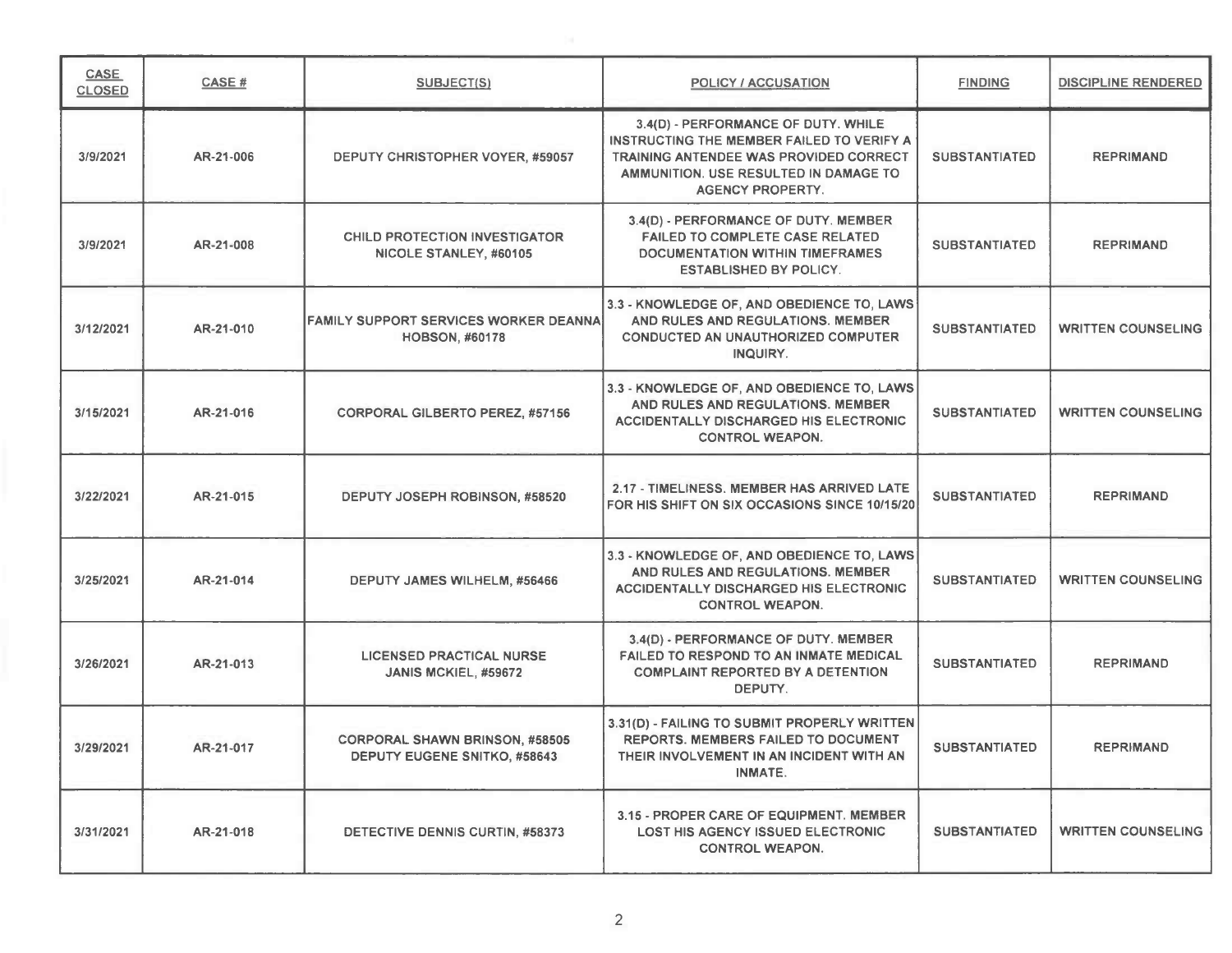| CASE CLOSED | CASE # | SUBJECT(S) | POLICY / ACCUSATION | FINDING | DISCIPLINE RENDERED |
|---|---|---|---|---|---|
| 3/9/2021 | AR-21-006 | DEPUTY CHRISTOPHER VOYER, #59057 | 3.4(D) - PERFORMANCE OF DUTY. WHILE INSTRUCTING THE MEMBER FAILED TO VERIFY A TRAINING ANTENDEE WAS PROVIDED CORRECT AMMUNITION. USE RESULTED IN DAMAGE TO AGENCY PROPERTY. | SUBSTANTIATED | REPRIMAND |
| 3/9/2021 | AR-21-008 | CHILD PROTECTION INVESTIGATOR NICOLE STANLEY, #60105 | 3.4(D) - PERFORMANCE OF DUTY. MEMBER FAILED TO COMPLETE CASE RELATED DOCUMENTATION WITHIN TIMEFRAMES ESTABLISHED BY POLICY. | SUBSTANTIATED | REPRIMAND |
| 3/12/2021 | AR-21-010 | FAMILY SUPPORT SERVICES WORKER DEANNA HOBSON, #60178 | 3.3 - KNOWLEDGE OF, AND OBEDIENCE TO, LAWS AND RULES AND REGULATIONS. MEMBER CONDUCTED AN UNAUTHORIZED COMPUTER INQUIRY. | SUBSTANTIATED | WRITTEN COUNSELING |
| 3/15/2021 | AR-21-016 | CORPORAL GILBERTO PEREZ, #57156 | 3.3 - KNOWLEDGE OF, AND OBEDIENCE TO, LAWS AND RULES AND REGULATIONS. MEMBER ACCIDENTALLY DISCHARGED HIS ELECTRONIC CONTROL WEAPON. | SUBSTANTIATED | WRITTEN COUNSELING |
| 3/22/2021 | AR-21-015 | DEPUTY JOSEPH ROBINSON, #58520 | 2.17 - TIMELINESS. MEMBER HAS ARRIVED LATE FOR HIS SHIFT ON SIX OCCASIONS SINCE 10/15/20 | SUBSTANTIATED | REPRIMAND |
| 3/25/2021 | AR-21-014 | DEPUTY JAMES WILHELM, #56466 | 3.3 - KNOWLEDGE OF, AND OBEDIENCE TO, LAWS AND RULES AND REGULATIONS. MEMBER ACCIDENTALLY DISCHARGED HIS ELECTRONIC CONTROL WEAPON. | SUBSTANTIATED | WRITTEN COUNSELING |
| 3/26/2021 | AR-21-013 | LICENSED PRACTICAL NURSE JANIS MCKIEL, #59672 | 3.4(D) - PERFORMANCE OF DUTY. MEMBER FAILED TO RESPOND TO AN INMATE MEDICAL COMPLAINT REPORTED BY A DETENTION DEPUTY. | SUBSTANTIATED | REPRIMAND |
| 3/29/2021 | AR-21-017 | CORPORAL SHAWN BRINSON, #58505<br>DEPUTY EUGENE SNITKO, #58643 | 3.31(D) - FAILING TO SUBMIT PROPERLY WRITTEN REPORTS. MEMBERS FAILED TO DOCUMENT THEIR INVOLVEMENT IN AN INCIDENT WITH AN INMATE. | SUBSTANTIATED | REPRIMAND |
| 3/31/2021 | AR-21-018 | DETECTIVE DENNIS CURTIN, #58373 | 3.15 - PROPER CARE OF EQUIPMENT. MEMBER LOST HIS AGENCY ISSUED ELECTRONIC CONTROL WEAPON. | SUBSTANTIATED | WRITTEN COUNSELING |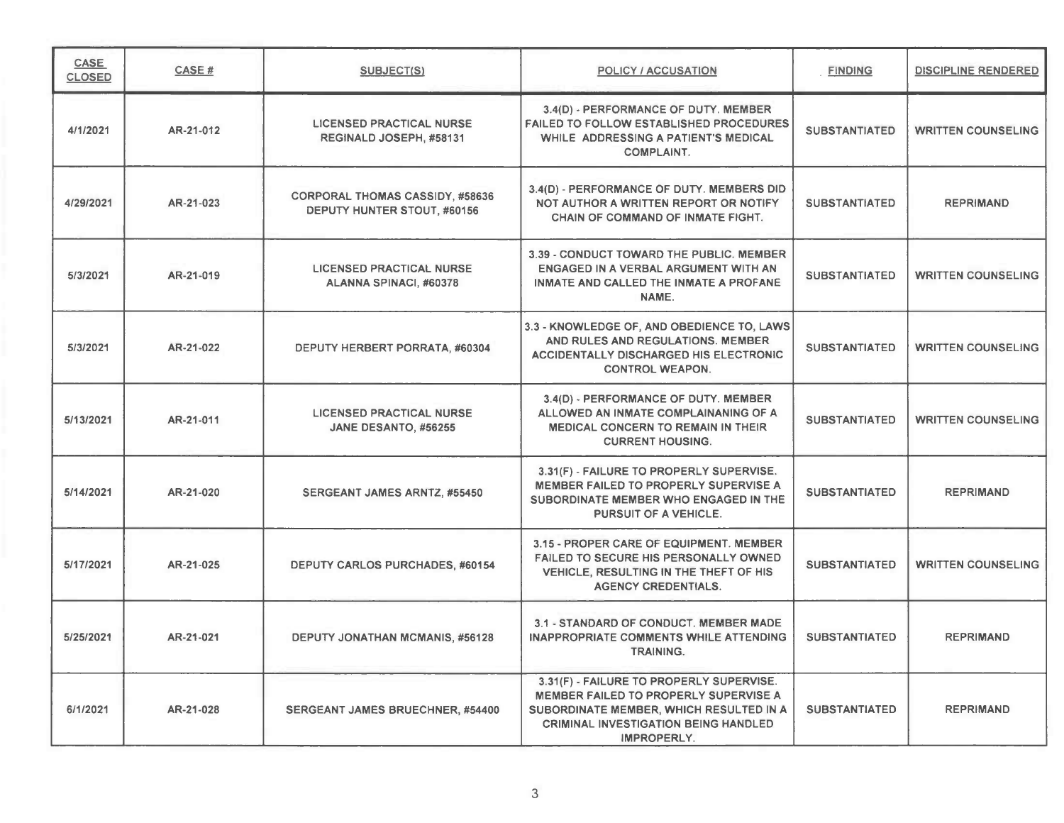| CASE CLOSED | CASE # | SUBJECT(S) | POLICY / ACCUSATION | FINDING | DISCIPLINE RENDERED |
|---|---|---|---|---|---|
| 4/1/2021 | AR-21-012 | LICENSED PRACTICAL NURSE REGINALD JOSEPH, #58131 | 3.4(D) - PERFORMANCE OF DUTY. MEMBER FAILED TO FOLLOW ESTABLISHED PROCEDURES WHILE ADDRESSING A PATIENT'S MEDICAL COMPLAINT. | SUBSTANTIATED | WRITTEN COUNSELING |
| 4/29/2021 | AR-21-023 | CORPORAL THOMAS CASSIDY, #58636<br>DEPUTY HUNTER STOUT, #60156 | 3.4(D) - PERFORMANCE OF DUTY. MEMBERS DID NOT AUTHOR A WRITTEN REPORT OR NOTIFY CHAIN OF COMMAND OF INMATE FIGHT. | SUBSTANTIATED | REPRIMAND |
| 5/3/2021 | AR-21-019 | LICENSED PRACTICAL NURSE ALANNA SPINACI, #60378 | 3.39 - CONDUCT TOWARD THE PUBLIC. MEMBER ENGAGED IN A VERBAL ARGUMENT WITH AN INMATE AND CALLED THE INMATE A PROFANE NAME. | SUBSTANTIATED | WRITTEN COUNSELING |
| 5/3/2021 | AR-21-022 | DEPUTY HERBERT PORRATA, #60304 | 3.3 - KNOWLEDGE OF, AND OBEDIENCE TO, LAWS AND RULES AND REGULATIONS. MEMBER ACCIDENTALLY DISCHARGED HIS ELECTRONIC CONTROL WEAPON. | SUBSTANTIATED | WRITTEN COUNSELING |
| 5/13/2021 | AR-21-011 | LICENSED PRACTICAL NURSE JANE DESANTO, #56255 | 3.4(D) - PERFORMANCE OF DUTY. MEMBER ALLOWED AN INMATE COMPLAINANING OF A MEDICAL CONCERN TO REMAIN IN THEIR CURRENT HOUSING. | SUBSTANTIATED | WRITTEN COUNSELING |
| 5/14/2021 | AR-21-020 | SERGEANT JAMES ARNTZ, #55450 | 3.31(F) - FAILURE TO PROPERLY SUPERVISE. MEMBER FAILED TO PROPERLY SUPERVISE A SUBORDINATE MEMBER WHO ENGAGED IN THE PURSUIT OF A VEHICLE. | SUBSTANTIATED | REPRIMAND |
| 5/17/2021 | AR-21-025 | DEPUTY CARLOS PURCHADES, #60154 | 3.15 - PROPER CARE OF EQUIPMENT. MEMBER FAILED TO SECURE HIS PERSONALLY OWNED VEHICLE, RESULTING IN THE THEFT OF HIS AGENCY CREDENTIALS. | SUBSTANTIATED | WRITTEN COUNSELING |
| 5/25/2021 | AR-21-021 | DEPUTY JONATHAN MCMANIS, #56128 | 3.1 - STANDARD OF CONDUCT. MEMBER MADE INAPPROPRIATE COMMENTS WHILE ATTENDING TRAINING. | SUBSTANTIATED | REPRIMAND |
| 6/1/2021 | AR-21-028 | SERGEANT JAMES BRUECHNER, #54400 | 3.31(F) - FAILURE TO PROPERLY SUPERVISE. MEMBER FAILED TO PROPERLY SUPERVISE A SUBORDINATE MEMBER, WHICH RESULTED IN A CRIMINAL INVESTIGATION BEING HANDLED IMPROPERLY. | SUBSTANTIATED | REPRIMAND |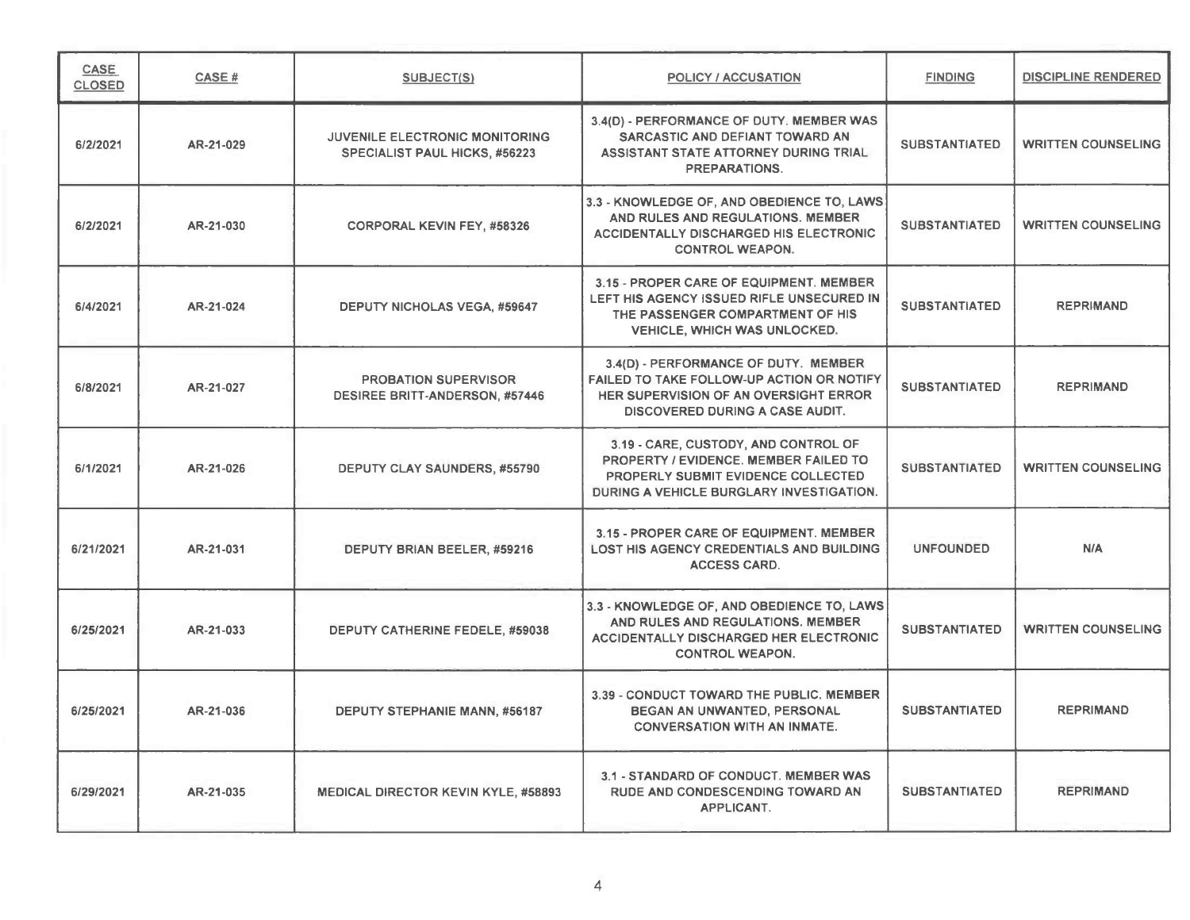| CASE CLOSED | CASE # | SUBJECT(S) | POLICY / ACCUSATION | FINDING | DISCIPLINE RENDERED |
|---|---|---|---|---|---|
| 6/2/2021 | AR-21-029 | JUVENILE ELECTRONIC MONITORING SPECIALIST PAUL HICKS, #56223 | 3.4(D) - PERFORMANCE OF DUTY. MEMBER WAS SARCASTIC AND DEFIANT TOWARD AN ASSISTANT STATE ATTORNEY DURING TRIAL PREPARATIONS. | SUBSTANTIATED | WRITTEN COUNSELING |
| 6/2/2021 | AR-21-030 | CORPORAL KEVIN FEY, #58326 | 3.3 - KNOWLEDGE OF, AND OBEDIENCE TO, LAWS AND RULES AND REGULATIONS. MEMBER ACCIDENTALLY DISCHARGED HIS ELECTRONIC CONTROL WEAPON. | SUBSTANTIATED | WRITTEN COUNSELING |
| 6/4/2021 | AR-21-024 | DEPUTY NICHOLAS VEGA, #59647 | 3.15 - PROPER CARE OF EQUIPMENT. MEMBER LEFT HIS AGENCY ISSUED RIFLE UNSECURED IN THE PASSENGER COMPARTMENT OF HIS VEHICLE, WHICH WAS UNLOCKED. | SUBSTANTIATED | REPRIMAND |
| 6/8/2021 | AR-21-027 | PROBATION SUPERVISOR DESIREE BRITT-ANDERSON, #57446 | 3.4(D) - PERFORMANCE OF DUTY. MEMBER FAILED TO TAKE FOLLOW-UP ACTION OR NOTIFY HER SUPERVISION OF AN OVERSIGHT ERROR DISCOVERED DURING A CASE AUDIT. | SUBSTANTIATED | REPRIMAND |
| 6/1/2021 | AR-21-026 | DEPUTY CLAY SAUNDERS, #55790 | 3.19 - CARE, CUSTODY, AND CONTROL OF PROPERTY / EVIDENCE. MEMBER FAILED TO PROPERLY SUBMIT EVIDENCE COLLECTED DURING A VEHICLE BURGLARY INVESTIGATION. | SUBSTANTIATED | WRITTEN COUNSELING |
| 6/21/2021 | AR-21-031 | DEPUTY BRIAN BEELER, #59216 | 3.15 - PROPER CARE OF EQUIPMENT. MEMBER LOST HIS AGENCY CREDENTIALS AND BUILDING ACCESS CARD. | UNFOUNDED | N/A |
| 6/25/2021 | AR-21-033 | DEPUTY CATHERINE FEDELE, #59038 | 3.3 - KNOWLEDGE OF, AND OBEDIENCE TO, LAWS AND RULES AND REGULATIONS. MEMBER ACCIDENTALLY DISCHARGED HER ELECTRONIC CONTROL WEAPON. | SUBSTANTIATED | WRITTEN COUNSELING |
| 6/25/2021 | AR-21-036 | DEPUTY STEPHANIE MANN, #56187 | 3.39 - CONDUCT TOWARD THE PUBLIC. MEMBER BEGAN AN UNWANTED, PERSONAL CONVERSATION WITH AN INMATE. | SUBSTANTIATED | REPRIMAND |
| 6/29/2021 | AR-21-035 | MEDICAL DIRECTOR KEVIN KYLE, #58893 | 3.1 - STANDARD OF CONDUCT. MEMBER WAS RUDE AND CONDESCENDING TOWARD AN APPLICANT. | SUBSTANTIATED | REPRIMAND |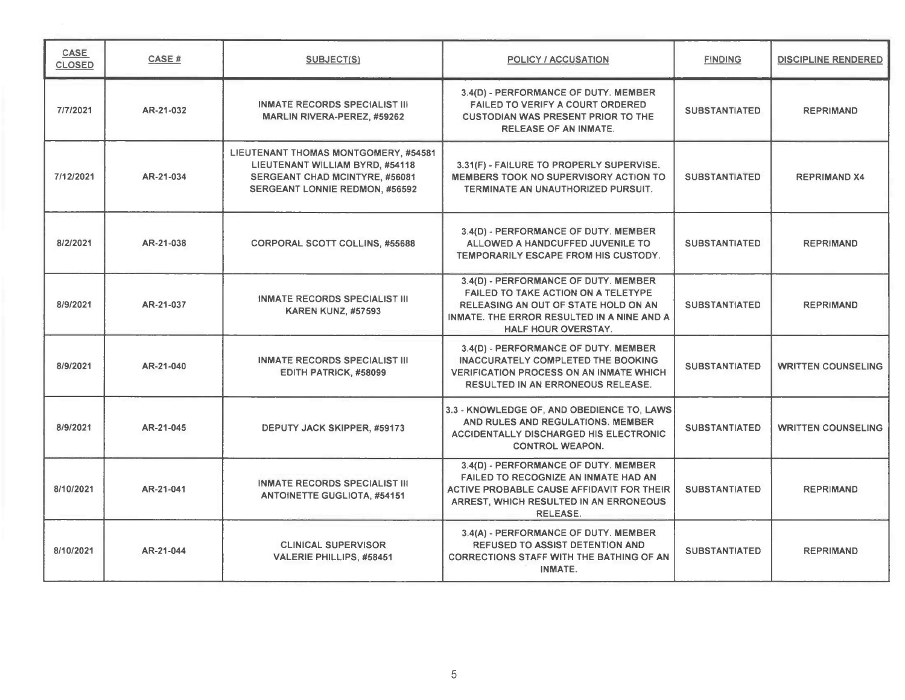| CASE CLOSED | CASE # | SUBJECT(S) | POLICY / ACCUSATION | FINDING | DISCIPLINE RENDERED |
|---|---|---|---|---|---|
| 7/7/2021 | AR-21-032 | INMATE RECORDS SPECIALIST III MARLIN RIVERA-PEREZ, #59262 | 3.4(D) - PERFORMANCE OF DUTY. MEMBER FAILED TO VERIFY A COURT ORDERED CUSTODIAN WAS PRESENT PRIOR TO THE RELEASE OF AN INMATE. | SUBSTANTIATED | REPRIMAND |
| 7/12/2021 | AR-21-034 | LIEUTENANT THOMAS MONTGOMERY, #54581<br>LIEUTENANT WILLIAM BYRD, #54118<br>SERGEANT CHAD MCINTYRE, #56081<br>SERGEANT LONNIE REDMON, #56592 | 3.31(F) - FAILURE TO PROPERLY SUPERVISE. MEMBERS TOOK NO SUPERVISORY ACTION TO TERMINATE AN UNAUTHORIZED PURSUIT. | SUBSTANTIATED | REPRIMAND X4 |
| 8/2/2021 | AR-21-038 | CORPORAL SCOTT COLLINS, #55688 | 3.4(D) - PERFORMANCE OF DUTY. MEMBER ALLOWED A HANDCUFFED JUVENILE TO TEMPORARILY ESCAPE FROM HIS CUSTODY. | SUBSTANTIATED | REPRIMAND |
| 8/9/2021 | AR-21-037 | INMATE RECORDS SPECIALIST III KAREN KUNZ, #57593 | 3.4(D) - PERFORMANCE OF DUTY. MEMBER FAILED TO TAKE ACTION ON A TELETYPE RELEASING AN OUT OF STATE HOLD ON AN INMATE. THE ERROR RESULTED IN A NINE AND A HALF HOUR OVERSTAY. | SUBSTANTIATED | REPRIMAND |
| 8/9/2021 | AR-21-040 | INMATE RECORDS SPECIALIST III EDITH PATRICK, #58099 | 3.4(D) - PERFORMANCE OF DUTY. MEMBER INACCURATELY COMPLETED THE BOOKING VERIFICATION PROCESS ON AN INMATE WHICH RESULTED IN AN ERRONEOUS RELEASE. | SUBSTANTIATED | WRITTEN COUNSELING |
| 8/9/2021 | AR-21-045 | DEPUTY JACK SKIPPER, #59173 | 3.3 - KNOWLEDGE OF, AND OBEDIENCE TO, LAWS AND RULES AND REGULATIONS. MEMBER ACCIDENTALLY DISCHARGED HIS ELECTRONIC CONTROL WEAPON. | SUBSTANTIATED | WRITTEN COUNSELING |
| 8/10/2021 | AR-21-041 | INMATE RECORDS SPECIALIST III ANTOINETTE GUGLIOTA, #54151 | 3.4(D) - PERFORMANCE OF DUTY. MEMBER FAILED TO RECOGNIZE AN INMATE HAD AN ACTIVE PROBABLE CAUSE AFFIDAVIT FOR THEIR ARREST, WHICH RESULTED IN AN ERRONEOUS RELEASE. | SUBSTANTIATED | REPRIMAND |
| 8/10/2021 | AR-21-044 | CLINICAL SUPERVISOR VALERIE PHILLIPS, #58451 | 3.4(A) - PERFORMANCE OF DUTY. MEMBER REFUSED TO ASSIST DETENTION AND CORRECTIONS STAFF WITH THE BATHING OF AN INMATE. | SUBSTANTIATED | REPRIMAND |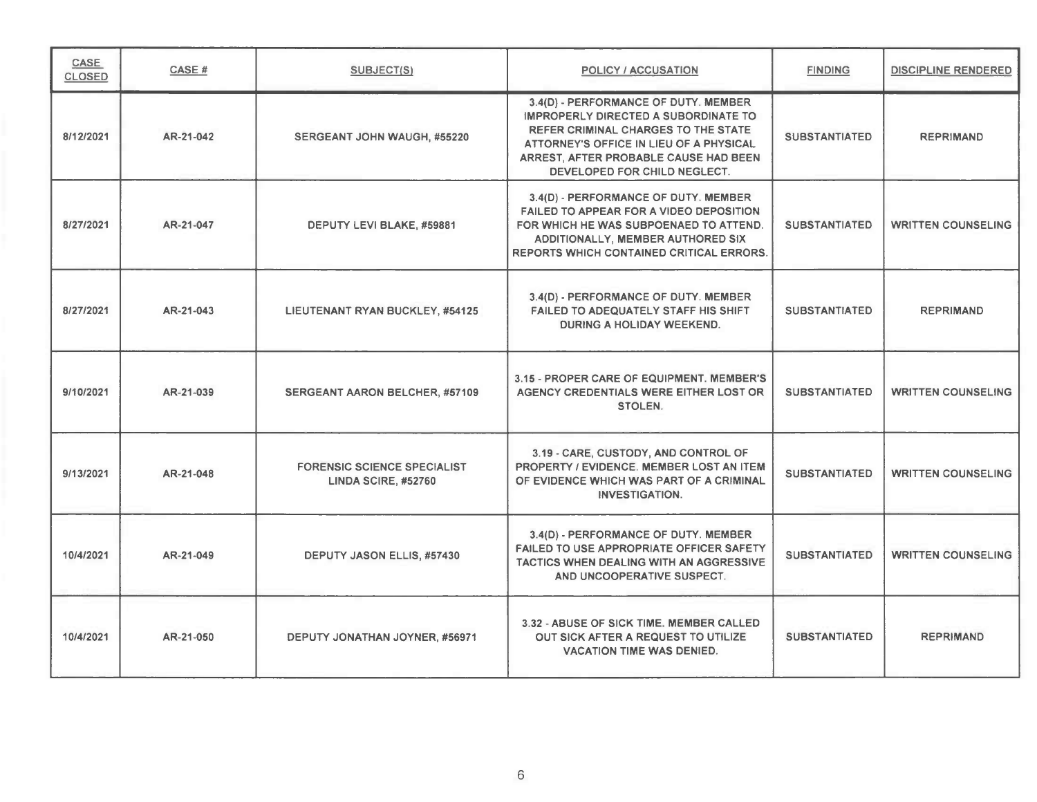| CASE CLOSED | CASE # | SUBJECT(S) | POLICY / ACCUSATION | FINDING | DISCIPLINE RENDERED |
|---|---|---|---|---|---|
| 8/12/2021 | AR-21-042 | SERGEANT JOHN WAUGH, #55220 | 3.4(D) - PERFORMANCE OF DUTY. MEMBER IMPROPERLY DIRECTED A SUBORDINATE TO REFER CRIMINAL CHARGES TO THE STATE ATTORNEY'S OFFICE IN LIEU OF A PHYSICAL ARREST, AFTER PROBABLE CAUSE HAD BEEN DEVELOPED FOR CHILD NEGLECT. | SUBSTANTIATED | REPRIMAND |
| 8/27/2021 | AR-21-047 | DEPUTY LEVI BLAKE, #59881 | 3.4(D) - PERFORMANCE OF DUTY. MEMBER FAILED TO APPEAR FOR A VIDEO DEPOSITION FOR WHICH HE WAS SUBPOENAED TO ATTEND. ADDITIONALLY, MEMBER AUTHORED SIX REPORTS WHICH CONTAINED CRITICAL ERRORS. | SUBSTANTIATED | WRITTEN COUNSELING |
| 8/27/2021 | AR-21-043 | LIEUTENANT RYAN BUCKLEY, #54125 | 3.4(D) - PERFORMANCE OF DUTY. MEMBER FAILED TO ADEQUATELY STAFF HIS SHIFT DURING A HOLIDAY WEEKEND. | SUBSTANTIATED | REPRIMAND |
| 9/10/2021 | AR-21-039 | SERGEANT AARON BELCHER, #57109 | 3.15 - PROPER CARE OF EQUIPMENT. MEMBER'S AGENCY CREDENTIALS WERE EITHER LOST OR STOLEN. | SUBSTANTIATED | WRITTEN COUNSELING |
| 9/13/2021 | AR-21-048 | FORENSIC SCIENCE SPECIALIST LINDA SCIRE, #52760 | 3.19 - CARE, CUSTODY, AND CONTROL OF PROPERTY / EVIDENCE. MEMBER LOST AN ITEM OF EVIDENCE WHICH WAS PART OF A CRIMINAL INVESTIGATION. | SUBSTANTIATED | WRITTEN COUNSELING |
| 10/4/2021 | AR-21-049 | DEPUTY JASON ELLIS, #57430 | 3.4(D) - PERFORMANCE OF DUTY. MEMBER FAILED TO USE APPROPRIATE OFFICER SAFETY TACTICS WHEN DEALING WITH AN AGGRESSIVE AND UNCOOPERATIVE SUSPECT. | SUBSTANTIATED | WRITTEN COUNSELING |
| 10/4/2021 | AR-21-050 | DEPUTY JONATHAN JOYNER, #56971 | 3.32 - ABUSE OF SICK TIME. MEMBER CALLED OUT SICK AFTER A REQUEST TO UTILIZE VACATION TIME WAS DENIED. | SUBSTANTIATED | REPRIMAND |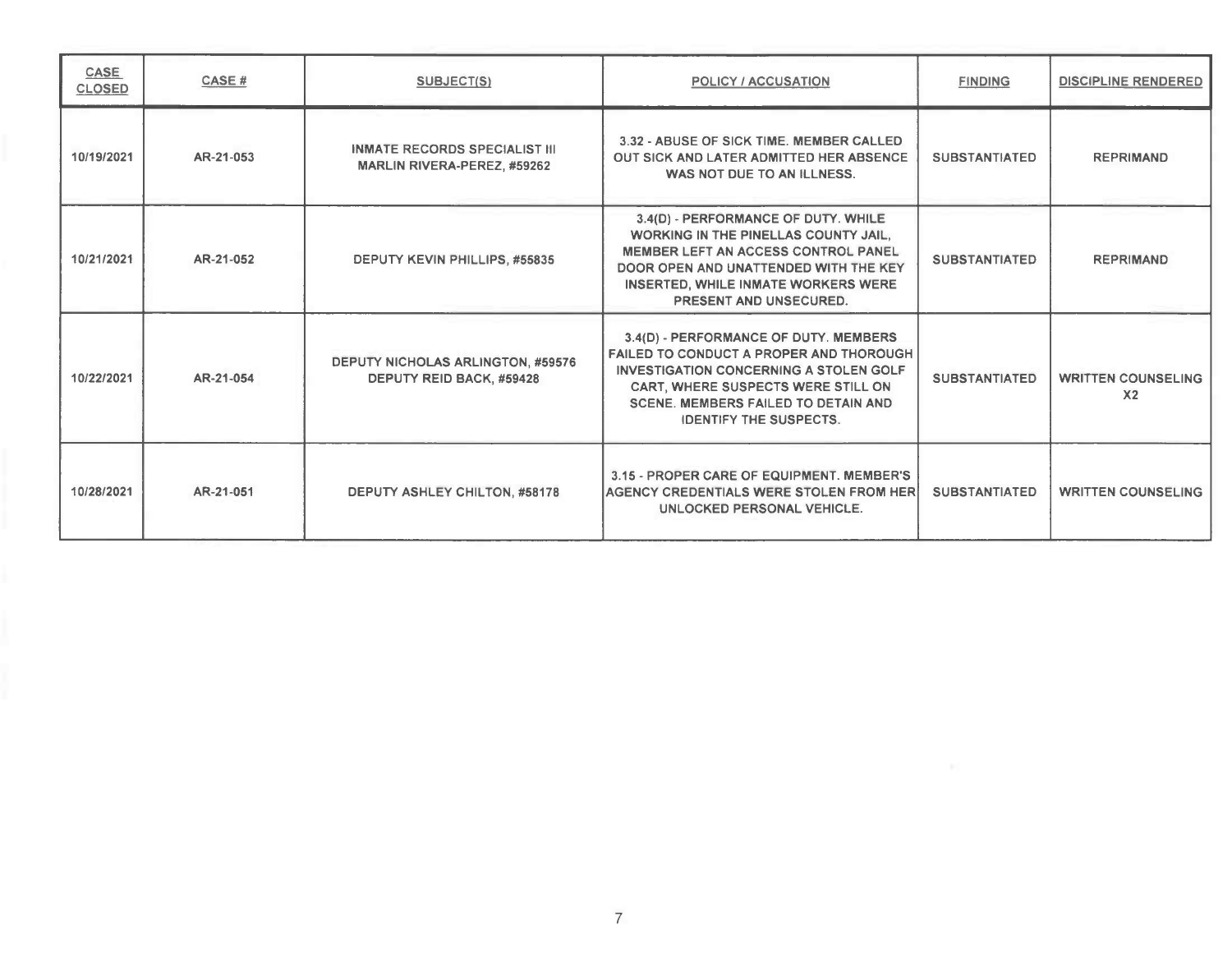| CASE CLOSED | CASE # | SUBJECT(S) | POLICY / ACCUSATION | FINDING | DISCIPLINE RENDERED |
|---|---|---|---|---|---|
| 10/19/2021 | AR-21-053 | INMATE RECORDS SPECIALIST III MARLIN RIVERA-PEREZ, #59262 | 3.32 - ABUSE OF SICK TIME. MEMBER CALLED OUT SICK AND LATER ADMITTED HER ABSENCE WAS NOT DUE TO AN ILLNESS. | SUBSTANTIATED | REPRIMAND |
| 10/21/2021 | AR-21-052 | DEPUTY KEVIN PHILLIPS, #55835 | 3.4(D) - PERFORMANCE OF DUTY. WHILE WORKING IN THE PINELLAS COUNTY JAIL, MEMBER LEFT AN ACCESS CONTROL PANEL DOOR OPEN AND UNATTENDED WITH THE KEY INSERTED, WHILE INMATE WORKERS WERE PRESENT AND UNSECURED. | SUBSTANTIATED | REPRIMAND |
| 10/22/2021 | AR-21-054 | DEPUTY NICHOLAS ARLINGTON, #59576 DEPUTY REID BACK, #59428 | 3.4(D) - PERFORMANCE OF DUTY. MEMBERS FAILED TO CONDUCT A PROPER AND THOROUGH INVESTIGATION CONCERNING A STOLEN GOLF CART, WHERE SUSPECTS WERE STILL ON SCENE. MEMBERS FAILED TO DETAIN AND IDENTIFY THE SUSPECTS. | SUBSTANTIATED | WRITTEN COUNSELING X2 |
| 10/28/2021 | AR-21-051 | DEPUTY ASHLEY CHILTON, #58178 | 3.15 - PROPER CARE OF EQUIPMENT. MEMBER'S AGENCY CREDENTIALS WERE STOLEN FROM HER UNLOCKED PERSONAL VEHICLE. | SUBSTANTIATED | WRITTEN COUNSELING |